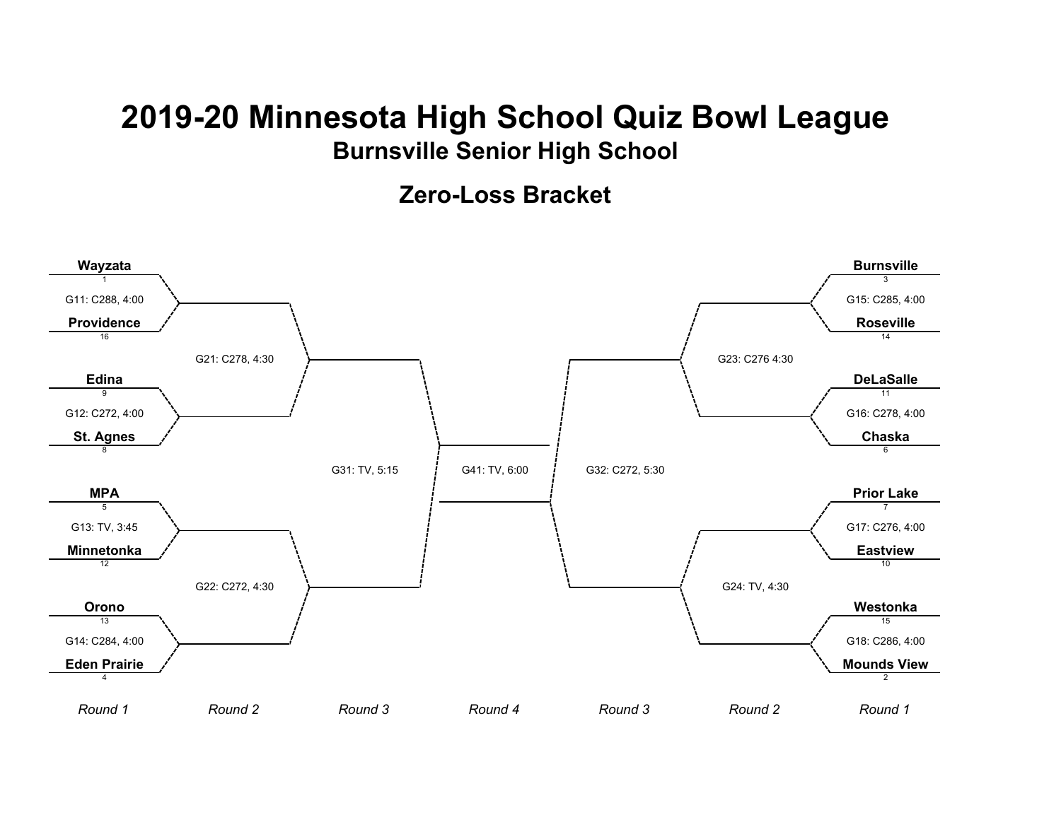# 2019-20 Minnesota High School Quiz Bowl League

## Burnsville Senior High School

## Zero-Loss Bracket

### Round 1

| Game | Team | Seed | Team | Seed |
|---|---|---|---|---|
| G11: C288, 4:00 | **Wayzata** | 1 | **Providence** | 16 |
| G12: C272, 4:00 | **Edina** | 9 | **St. Agnes** | 8 |
| G13: TV, 3:45 | **MPA** | 5 | **Minnetonka** | 12 |
| G14: C284, 4:00 | **Orono** | 13 | **Eden Prairie** | 4 |
| G15: C285, 4:00 | **Burnsville** | 3 | **Roseville** | 14 |
| G16: C278, 4:00 | **DeLaSalle** | 11 | **Chaska** | 6 |
| G17: C276, 4:00 | **Prior Lake** | 7 | **Eastview** | 10 |
| G18: C286, 4:00 | **Westonka** | 15 | **Mounds View** | 2 |

### Round 2

- G21: C278, 4:30
- G22: C272, 4:30
- G23: C276 4:30
- G24: TV, 4:30

### Round 3

- G31: TV, 5:15
- G32: C272, 5:30

### Round 4

- G41: TV, 6:00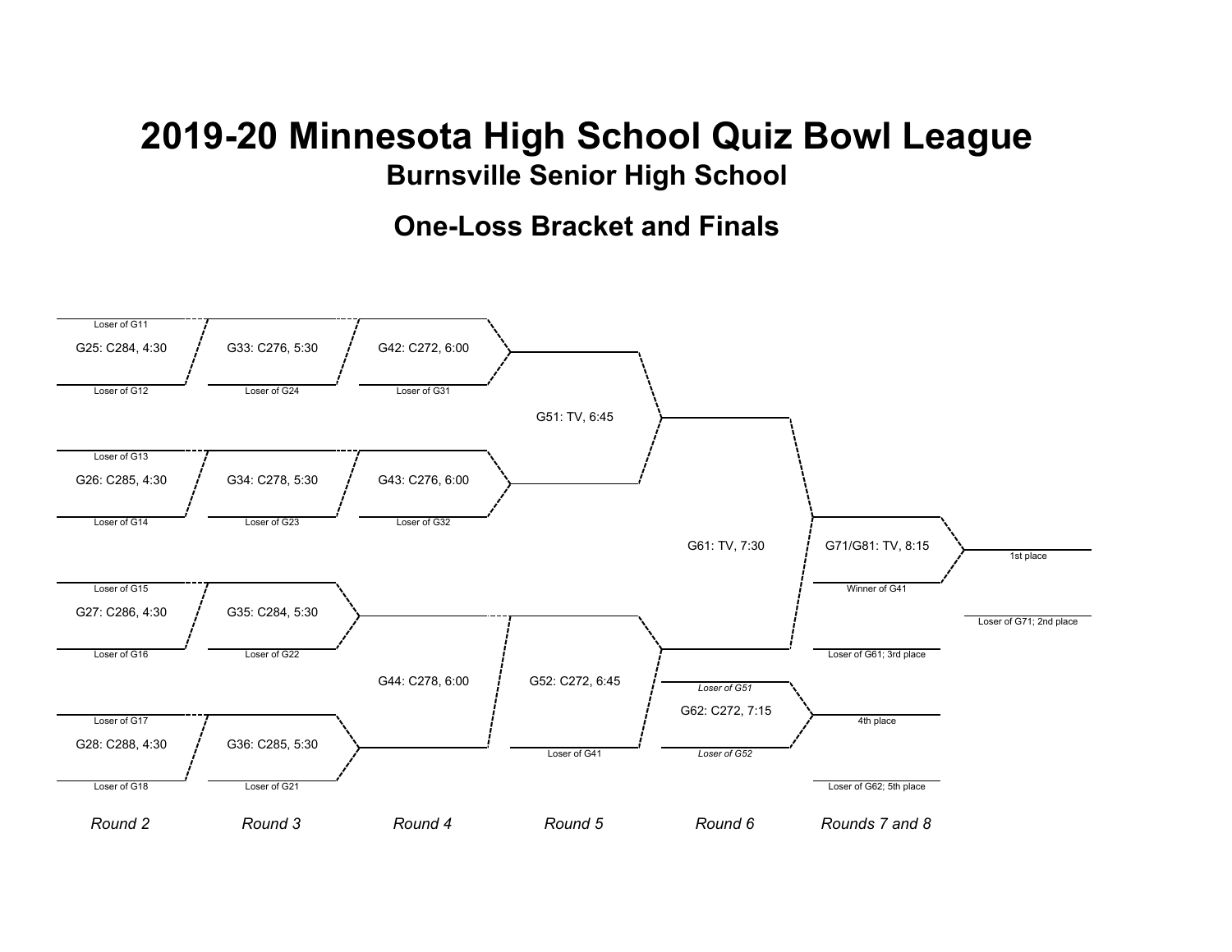# 2019-20 Minnesota High School Quiz Bowl League

## Burnsville Senior High School

## One-Loss Bracket and Finals

Loser of G11

G25: C284, 4:30

Loser of G12

G33: C276, 5:30

Loser of G24

G42: C272, 6:00

Loser of G31

G51: TV, 6:45

Loser of G13

G26: C285, 4:30

Loser of G14

G34: C278, 5:30

Loser of G23

G43: C276, 6:00

Loser of G32

G61: TV, 7:30

G71/G81: TV, 8:15

1st place

Winner of G41

Loser of G71; 2nd place

Loser of G15

G27: C286, 4:30

Loser of G16

G35: C284, 5:30

Loser of G22

G44: C278, 6:00

G52: C272, 6:45

Loser of G41

*Loser of G51*

G62: C272, 7:15

*Loser of G52*

Loser of G61; 3rd place

4th place

Loser of G62; 5th place

Loser of G17

G28: C288, 4:30

Loser of G18

G36: C285, 5:30

Loser of G21

*Round 2*

*Round 3*

*Round 4*

*Round 5*

*Round 6*

*Rounds 7 and 8*